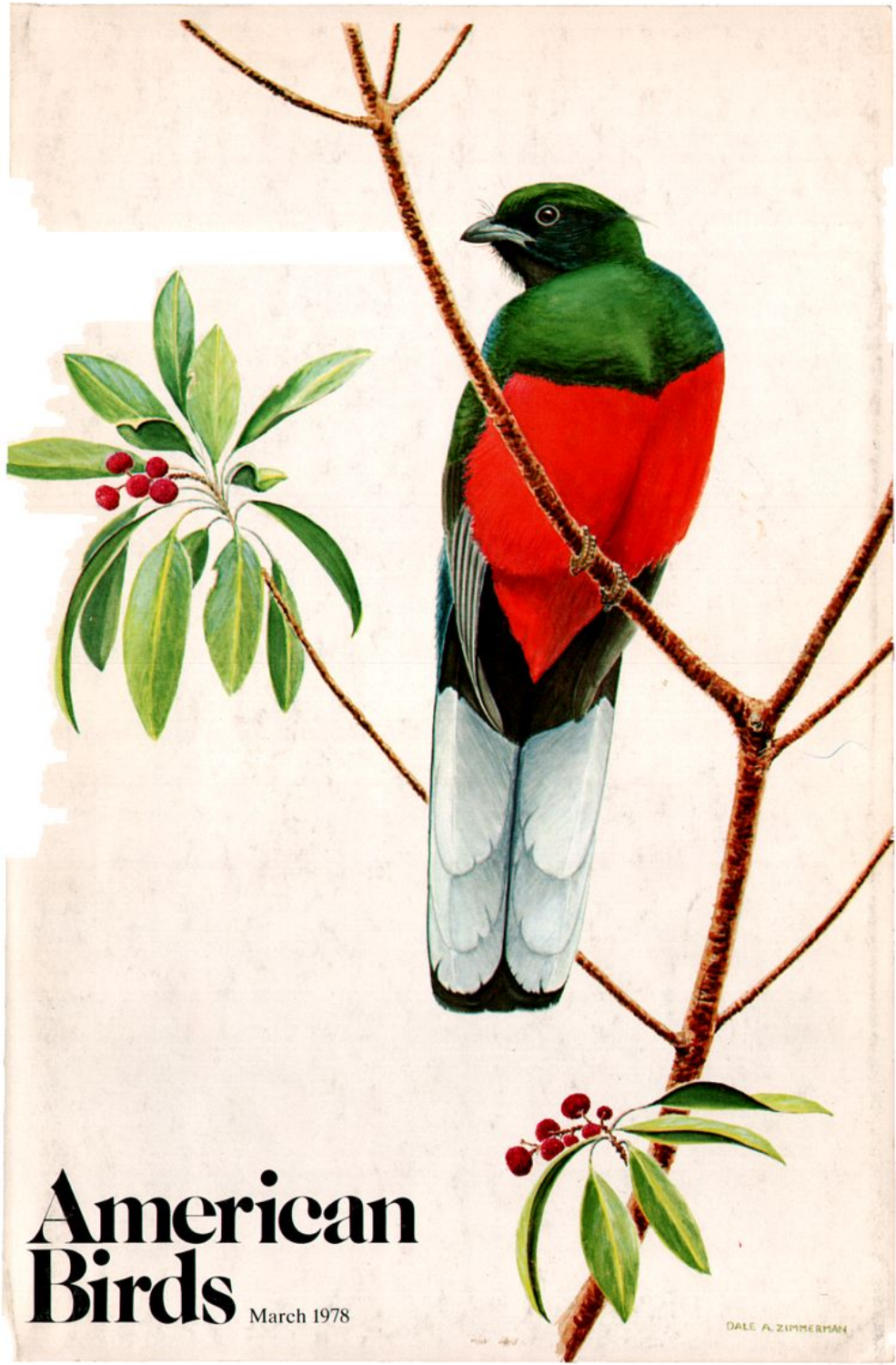# American Birds

March 1978

DALE A. ZIMMERMAN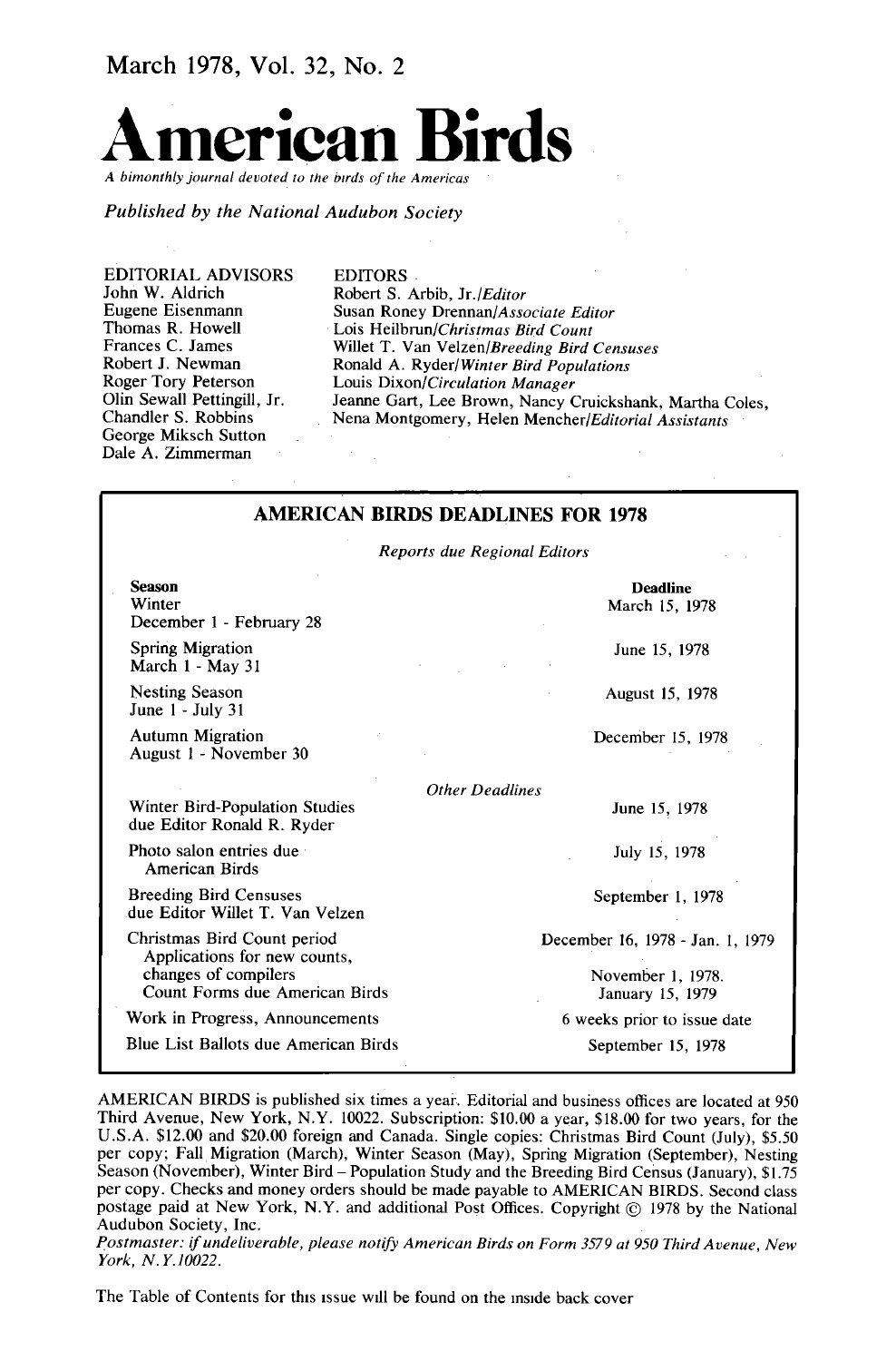March 1978, Vol. 32, No. 2

# American Birds

*A bimonthly journal devoted to the birds of the Americas*

*Published by the National Audubon Society*

EDITORIAL ADVISORS
John W. Aldrich
Eugene Eisenmann
Thomas R. Howell
Frances C. James
Robert J. Newman
Roger Tory Peterson
Olin Sewall Pettingill, Jr.
Chandler S. Robbins
George Miksch Sutton
Dale A. Zimmerman

EDITORS
Robert S. Arbib, Jr./*Editor*
Susan Roney Drennan/*Associate Editor*
Lois Heilbrun/*Christmas Bird Count*
Willet T. Van Velzen/*Breeding Bird Censuses*
Ronald A. Ryder/*Winter Bird Populations*
Louis Dixon/*Circulation Manager*
Jeanne Gart, Lee Brown, Nancy Cruickshank, Martha Coles, Nena Montgomery, Helen Mencher/*Editorial Assistants*

## AMERICAN BIRDS DEADLINES FOR 1978

*Reports due Regional Editors*

| Season | Deadline |
|---|---|
| Winter<br>December 1 - February 28 | March 15, 1978 |
| Spring Migration<br>March 1 - May 31 | June 15, 1978 |
| Nesting Season<br>June 1 - July 31 | August 15, 1978 |
| Autumn Migration<br>August 1 - November 30 | December 15, 1978 |

*Other Deadlines*

| | |
|---|---|
| Winter Bird-Population Studies due Editor Ronald R. Ryder | June 15, 1978 |
| Photo salon entries due American Birds | July 15, 1978 |
| Breeding Bird Censuses due Editor Willet T. Van Velzen | September 1, 1978 |
| Christmas Bird Count period | December 16, 1978 - Jan. 1, 1979 |
| Applications for new counts, changes of compilers | November 1, 1978. |
| Count Forms due American Birds | January 15, 1979 |
| Work in Progress, Announcements | 6 weeks prior to issue date |
| Blue List Ballots due American Birds | September 15, 1978 |

AMERICAN BIRDS is published six times a year. Editorial and business offices are located at 950 Third Avenue, New York, N.Y. 10022. Subscription: $10.00 a year, $18.00 for two years, for the U.S.A. $12.00 and $20.00 foreign and Canada. Single copies: Christmas Bird Count (July), $5.50 per copy; Fall Migration (March), Winter Season (May), Spring Migration (September), Nesting Season (November), Winter Bird – Population Study and the Breeding Bird Census (January), $1.75 per copy. Checks and money orders should be made payable to AMERICAN BIRDS. Second class postage paid at New York, N.Y. and additional Post Offices. Copyright © 1978 by the National Audubon Society, Inc.

*Postmaster: if undeliverable, please notify American Birds on Form 3579 at 950 Third Avenue, New York, N.Y. 10022.*

The Table of Contents for this issue will be found on the inside back cover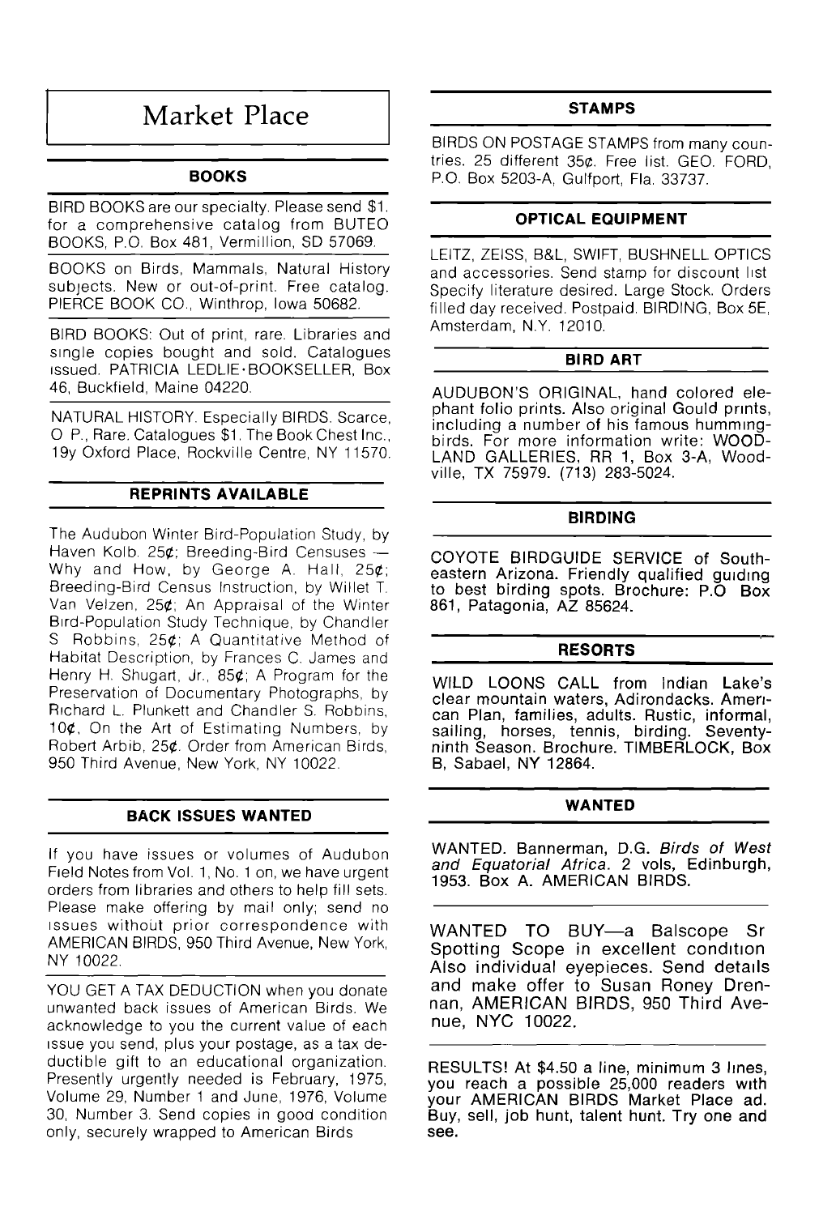# Market Place

## BOOKS

BIRD BOOKS are our specialty. Please send $1. for a comprehensive catalog from BUTEO BOOKS, P.O. Box 481, Vermillion, SD 57069.

BOOKS on Birds, Mammals, Natural History subjects. New or out-of-print. Free catalog. PIERCE BOOK CO., Winthrop, Iowa 50682.

BIRD BOOKS: Out of print, rare. Libraries and single copies bought and sold. Catalogues issued. PATRICIA LEDLIE·BOOKSELLER, Box 46, Buckfield, Maine 04220.

NATURAL HISTORY. Especially BIRDS. Scarce, O P., Rare. Catalogues $1. The Book Chest Inc., 19y Oxford Place, Rockville Centre, NY 11570.

## REPRINTS AVAILABLE

The Audubon Winter Bird-Population Study, by Haven Kolb. 25¢; Breeding-Bird Censuses — Why and How, by George A. Hall, 25¢; Breeding-Bird Census Instruction, by Willet T. Van Velzen, 25¢; An Appraisal of the Winter Bird-Population Study Technique, by Chandler S. Robbins, 25¢; A Quantitative Method of Habitat Description, by Frances C. James and Henry H. Shugart, Jr., 85¢; A Program for the Preservation of Documentary Photographs, by Richard L. Plunkett and Chandler S. Robbins, 10¢, On the Art of Estimating Numbers, by Robert Arbib, 25¢. Order from American Birds, 950 Third Avenue, New York, NY 10022.

## BACK ISSUES WANTED

If you have issues or volumes of Audubon Field Notes from Vol. 1, No. 1 on, we have urgent orders from libraries and others to help fill sets. Please make offering by mail only; send no issues without prior correspondence with AMERICAN BIRDS, 950 Third Avenue, New York, NY 10022.

YOU GET A TAX DEDUCTION when you donate unwanted back issues of American Birds. We acknowledge to you the current value of each issue you send, plus your postage, as a tax deductible gift to an educational organization. Presently urgently needed is February, 1975, Volume 29, Number 1 and June, 1976, Volume 30, Number 3. Send copies in good condition only, securely wrapped to American Birds

## STAMPS

BIRDS ON POSTAGE STAMPS from many countries. 25 different 35¢. Free list. GEO. FORD, P.O. Box 5203-A, Gulfport, Fla. 33737.

## OPTICAL EQUIPMENT

LEITZ, ZEISS, B&L, SWIFT, BUSHNELL OPTICS and accessories. Send stamp for discount list. Specify literature desired. Large Stock. Orders filled day received. Postpaid. BIRDING, Box 5E, Amsterdam, N.Y. 12010.

## BIRD ART

AUDUBON'S ORIGINAL, hand colored elephant folio prints. Also original Gould prints, including a number of his famous hummingbirds. For more information write: WOODLAND GALLERIES, RR 1, Box 3-A, Woodville, TX 75979. (713) 283-5024.

## BIRDING

COYOTE BIRDGUIDE SERVICE of Southeastern Arizona. Friendly qualified guiding to best birding spots. Brochure: P.O Box 861, Patagonia, AZ 85624.

## RESORTS

WILD LOONS CALL from Indian Lake's clear mountain waters, Adirondacks. American Plan, families, adults. Rustic, informal, sailing, horses, tennis, birding. Seventy-ninth Season. Brochure. TIMBERLOCK, Box B, Sabael, NY 12864.

## WANTED

WANTED. Bannerman, D.G. *Birds of West and Equatorial Africa*. 2 vols, Edinburgh, 1953. Box A. AMERICAN BIRDS.

WANTED TO BUY—a Balscope Sr Spotting Scope in excellent condition Also individual eyepieces. Send details and make offer to Susan Roney Drennan, AMERICAN BIRDS, 950 Third Avenue, NYC 10022.

RESULTS! At $4.50 a line, minimum 3 lines, you reach a possible 25,000 readers with your AMERICAN BIRDS Market Place ad. Buy, sell, job hunt, talent hunt. Try one and see.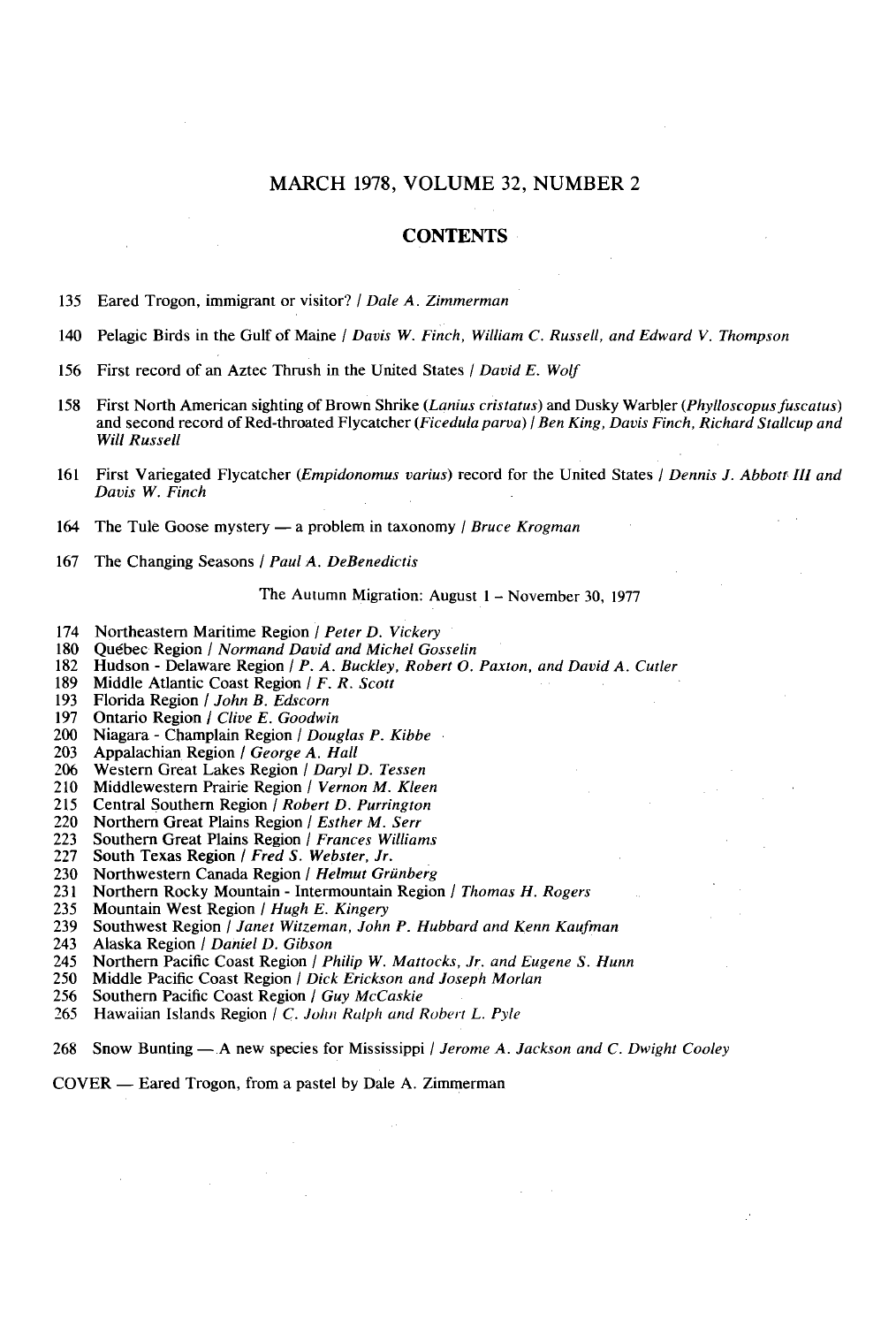# MARCH 1978, VOLUME 32, NUMBER 2

## CONTENTS

135 Eared Trogon, immigrant or visitor? / *Dale A. Zimmerman*

140 Pelagic Birds in the Gulf of Maine / *Davis W. Finch, William C. Russell, and Edward V. Thompson*

156 First record of an Aztec Thrush in the United States / *David E. Wolf*

158 First North American sighting of Brown Shrike (*Lanius cristatus*) and Dusky Warbler (*Phylloscopus fuscatus*) and second record of Red-throated Flycatcher (*Ficedula parva*) / *Ben King, Davis Finch, Richard Stallcup and Will Russell*

161 First Variegated Flycatcher (*Empidonomus varius*) record for the United States / *Dennis J. Abbott III and Davis W. Finch*

164 The Tule Goose mystery — a problem in taxonomy / *Bruce Krogman*

167 The Changing Seasons / *Paul A. DeBenedictis*

The Autumn Migration: August 1 – November 30, 1977

174 Northeastern Maritime Region / *Peter D. Vickery*
180 Québec Region / *Normand David and Michel Gosselin*
182 Hudson - Delaware Region / *P. A. Buckley, Robert O. Paxton, and David A. Cutler*
189 Middle Atlantic Coast Region / *F. R. Scott*
193 Florida Region / *John B. Edscorn*
197 Ontario Region / *Clive E. Goodwin*
200 Niagara - Champlain Region / *Douglas P. Kibbe*
203 Appalachian Region / *George A. Hall*
206 Western Great Lakes Region / *Daryl D. Tessen*
210 Middlewestern Prairie Region / *Vernon M. Kleen*
215 Central Southern Region / *Robert D. Purrington*
220 Northern Great Plains Region / *Esther M. Serr*
223 Southern Great Plains Region / *Frances Williams*
227 South Texas Region / *Fred S. Webster, Jr.*
230 Northwestern Canada Region / *Helmut Grünberg*
231 Northern Rocky Mountain - Intermountain Region / *Thomas H. Rogers*
235 Mountain West Region / *Hugh E. Kingery*
239 Southwest Region / *Janet Witzeman, John P. Hubbard and Kenn Kaufman*
243 Alaska Region / *Daniel D. Gibson*
245 Northern Pacific Coast Region / *Philip W. Mattocks, Jr. and Eugene S. Hunn*
250 Middle Pacific Coast Region / *Dick Erickson and Joseph Morlan*
256 Southern Pacific Coast Region / *Guy McCaskie*
265 Hawaiian Islands Region / *C. John Ralph and Robert L. Pyle*

268 Snow Bunting — A new species for Mississippi / *Jerome A. Jackson and C. Dwight Cooley*

COVER — Eared Trogon, from a pastel by Dale A. Zimmerman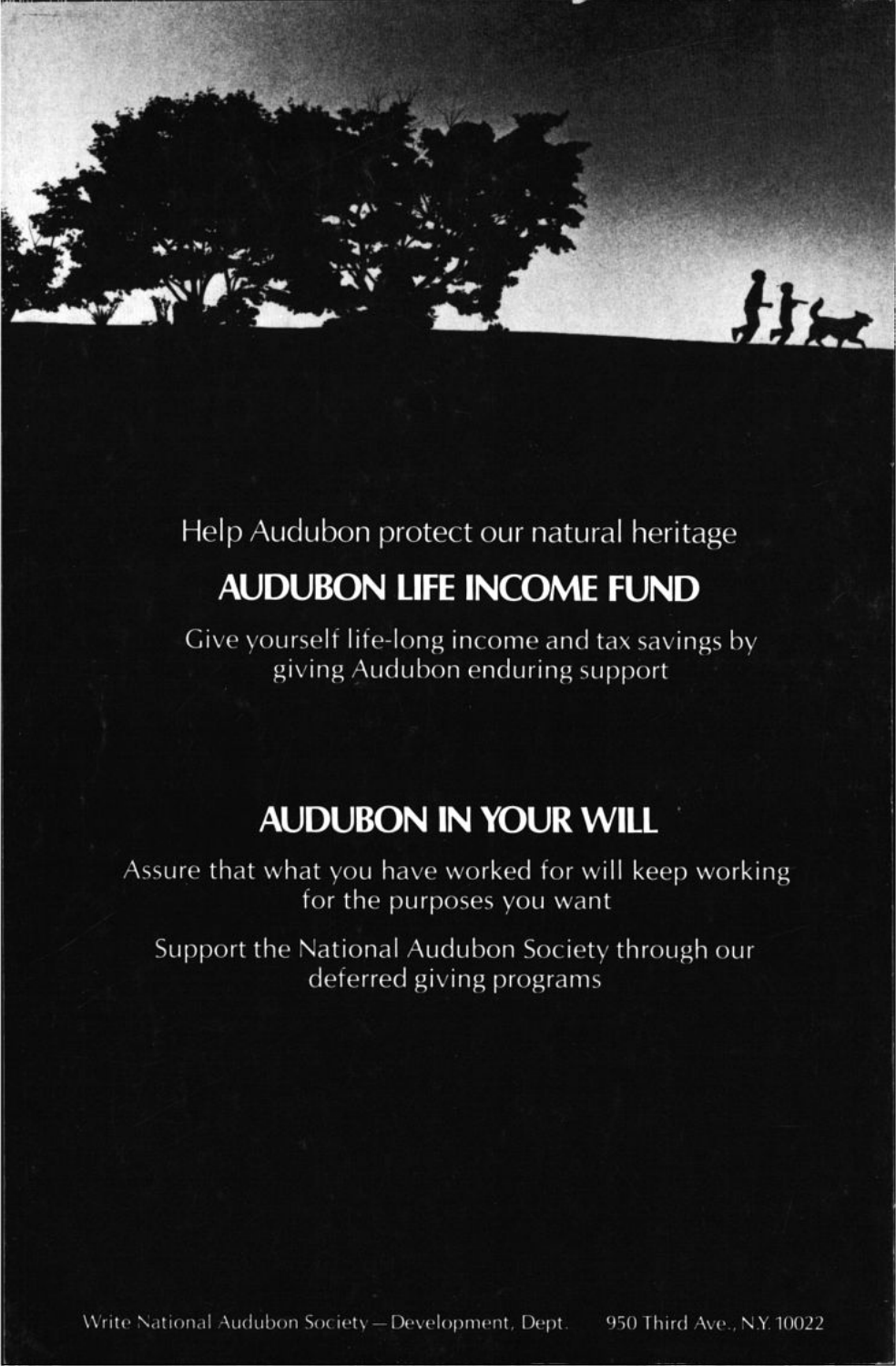Help Audubon protect our natural heritage

## AUDUBON LIFE INCOME FUND

Give yourself life-long income and tax savings by giving Audubon enduring support

## AUDUBON IN YOUR WILL

Assure that what you have worked for will keep working for the purposes you want

Support the National Audubon Society through our deferred giving programs

Write National Audubon Society—Development, Dept. 950 Third Ave., N.Y. 10022